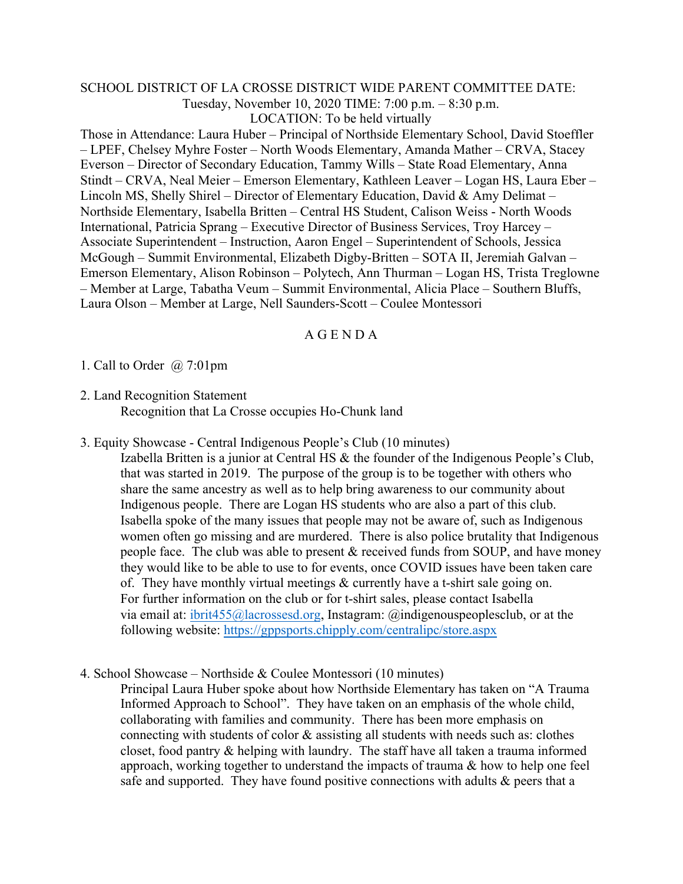SCHOOL DISTRICT OF LA CROSSE DISTRICT WIDE PARENT COMMITTEE DATE: Tuesday, November 10, 2020 TIME: 7:00 p.m. – 8:30 p.m.
LOCATION: To be held virtually

Those in Attendance: Laura Huber – Principal of Northside Elementary School, David Stoeffler – LPEF, Chelsey Myhre Foster – North Woods Elementary, Amanda Mather – CRVA, Stacey Everson – Director of Secondary Education, Tammy Wills – State Road Elementary, Anna Stindt – CRVA, Neal Meier – Emerson Elementary, Kathleen Leaver – Logan HS, Laura Eber – Lincoln MS, Shelly Shirel – Director of Elementary Education, David & Amy Delimat – Northside Elementary, Isabella Britten – Central HS Student, Calison Weiss - North Woods International, Patricia Sprang – Executive Director of Business Services, Troy Harcey – Associate Superintendent – Instruction, Aaron Engel – Superintendent of Schools, Jessica McGough – Summit Environmental, Elizabeth Digby-Britten – SOTA II, Jeremiah Galvan – Emerson Elementary, Alison Robinson – Polytech, Ann Thurman – Logan HS, Trista Treglowne – Member at Large, Tabatha Veum – Summit Environmental, Alicia Place – Southern Bluffs, Laura Olson – Member at Large, Nell Saunders-Scott – Coulee Montessori

## A G E N D A

1. Call to Order @ 7:01pm

2. Land Recognition Statement
   Recognition that La Crosse occupies Ho-Chunk land

3. Equity Showcase - Central Indigenous People's Club (10 minutes)
   Izabella Britten is a junior at Central HS & the founder of the Indigenous People's Club, that was started in 2019. The purpose of the group is to be together with others who share the same ancestry as well as to help bring awareness to our community about Indigenous people. There are Logan HS students who are also a part of this club. Isabella spoke of the many issues that people may not be aware of, such as Indigenous women often go missing and are murdered. There is also police brutality that Indigenous people face. The club was able to present & received funds from SOUP, and have money they would like to be able to use to for events, once COVID issues have been taken care of. They have monthly virtual meetings & currently have a t-shirt sale going on. For further information on the club or for t-shirt sales, please contact Isabella via email at: ibrit455@lacrossesd.org, Instagram: @indigenouspeoplesclub, or at the following website: https://gppsports.chipply.com/centralipc/store.aspx

4. School Showcase – Northside & Coulee Montessori (10 minutes)
   Principal Laura Huber spoke about how Northside Elementary has taken on "A Trauma Informed Approach to School". They have taken on an emphasis of the whole child, collaborating with families and community. There has been more emphasis on connecting with students of color & assisting all students with needs such as: clothes closet, food pantry & helping with laundry. The staff have all taken a trauma informed approach, working together to understand the impacts of trauma & how to help one feel safe and supported. They have found positive connections with adults & peers that a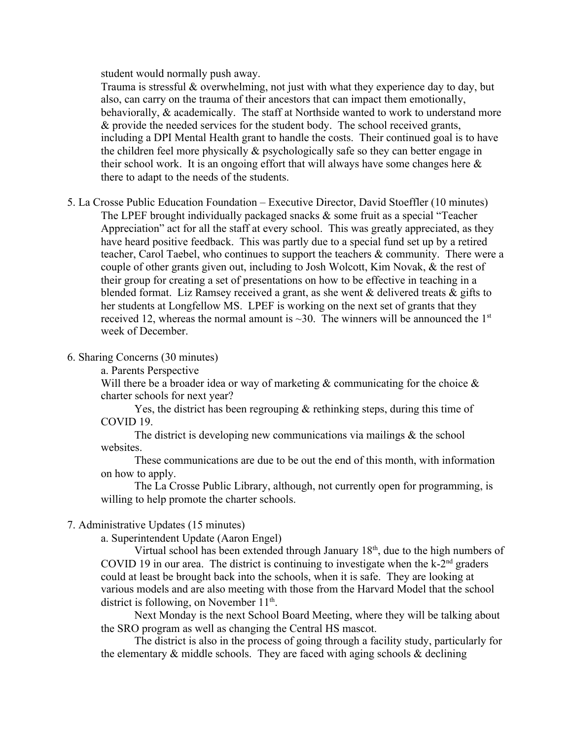student would normally push away.

Trauma is stressful & overwhelming, not just with what they experience day to day, but also, can carry on the trauma of their ancestors that can impact them emotionally, behaviorally, & academically. The staff at Northside wanted to work to understand more & provide the needed services for the student body. The school received grants, including a DPI Mental Health grant to handle the costs. Their continued goal is to have the children feel more physically & psychologically safe so they can better engage in their school work. It is an ongoing effort that will always have some changes here & there to adapt to the needs of the students.

5. La Crosse Public Education Foundation – Executive Director, David Stoeffler (10 minutes)

   The LPEF brought individually packaged snacks & some fruit as a special "Teacher Appreciation" act for all the staff at every school. This was greatly appreciated, as they have heard positive feedback. This was partly due to a special fund set up by a retired teacher, Carol Taebel, who continues to support the teachers & community. There were a couple of other grants given out, including to Josh Wolcott, Kim Novak, & the rest of their group for creating a set of presentations on how to be effective in teaching in a blended format. Liz Ramsey received a grant, as she went & delivered treats & gifts to her students at Longfellow MS. LPEF is working on the next set of grants that they received 12, whereas the normal amount is ~30. The winners will be announced the 1st week of December.

6. Sharing Concerns (30 minutes)

   a. Parents Perspective

   Will there be a broader idea or way of marketing & communicating for the choice & charter schools for next year?

   Yes, the district has been regrouping & rethinking steps, during this time of COVID 19.

   The district is developing new communications via mailings & the school websites.

   These communications are due to be out the end of this month, with information on how to apply.

   The La Crosse Public Library, although, not currently open for programming, is willing to help promote the charter schools.

7. Administrative Updates (15 minutes)

   a. Superintendent Update (Aaron Engel)

   Virtual school has been extended through January 18th, due to the high numbers of COVID 19 in our area. The district is continuing to investigate when the k-2nd graders could at least be brought back into the schools, when it is safe. They are looking at various models and are also meeting with those from the Harvard Model that the school district is following, on November 11th.

   Next Monday is the next School Board Meeting, where they will be talking about the SRO program as well as changing the Central HS mascot.

   The district is also in the process of going through a facility study, particularly for the elementary & middle schools. They are faced with aging schools & declining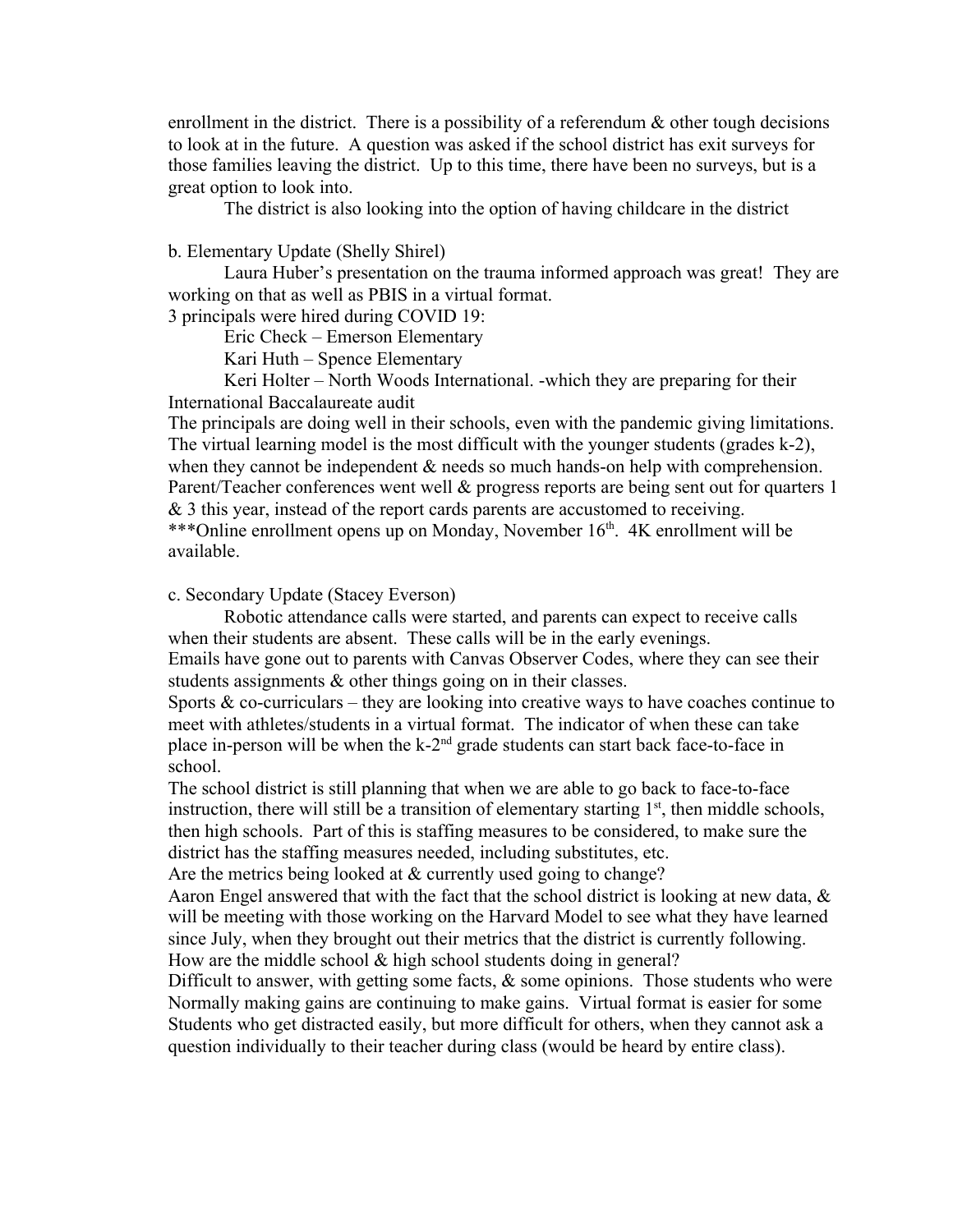enrollment in the district. There is a possibility of a referendum & other tough decisions to look at in the future. A question was asked if the school district has exit surveys for those families leaving the district. Up to this time, there have been no surveys, but is a great option to look into.

The district is also looking into the option of having childcare in the district

b. Elementary Update (Shelly Shirel)

Laura Huber's presentation on the trauma informed approach was great! They are working on that as well as PBIS in a virtual format.

3 principals were hired during COVID 19:

Eric Check – Emerson Elementary

Kari Huth – Spence Elementary

Keri Holter – North Woods International. -which they are preparing for their International Baccalaureate audit

The principals are doing well in their schools, even with the pandemic giving limitations. The virtual learning model is the most difficult with the younger students (grades k-2), when they cannot be independent & needs so much hands-on help with comprehension. Parent/Teacher conferences went well & progress reports are being sent out for quarters 1 & 3 this year, instead of the report cards parents are accustomed to receiving.

***Online enrollment opens up on Monday, November 16th. 4K enrollment will be available.

c. Secondary Update (Stacey Everson)

Robotic attendance calls were started, and parents can expect to receive calls when their students are absent. These calls will be in the early evenings.

Emails have gone out to parents with Canvas Observer Codes, where they can see their students assignments & other things going on in their classes.

Sports & co-curriculars – they are looking into creative ways to have coaches continue to meet with athletes/students in a virtual format. The indicator of when these can take place in-person will be when the k-2nd grade students can start back face-to-face in school.

The school district is still planning that when we are able to go back to face-to-face instruction, there will still be a transition of elementary starting 1st, then middle schools, then high schools. Part of this is staffing measures to be considered, to make sure the district has the staffing measures needed, including substitutes, etc.

Are the metrics being looked at & currently used going to change?

Aaron Engel answered that with the fact that the school district is looking at new data, & will be meeting with those working on the Harvard Model to see what they have learned since July, when they brought out their metrics that the district is currently following.

How are the middle school & high school students doing in general?

Difficult to answer, with getting some facts, & some opinions. Those students who were Normally making gains are continuing to make gains. Virtual format is easier for some Students who get distracted easily, but more difficult for others, when they cannot ask a question individually to their teacher during class (would be heard by entire class).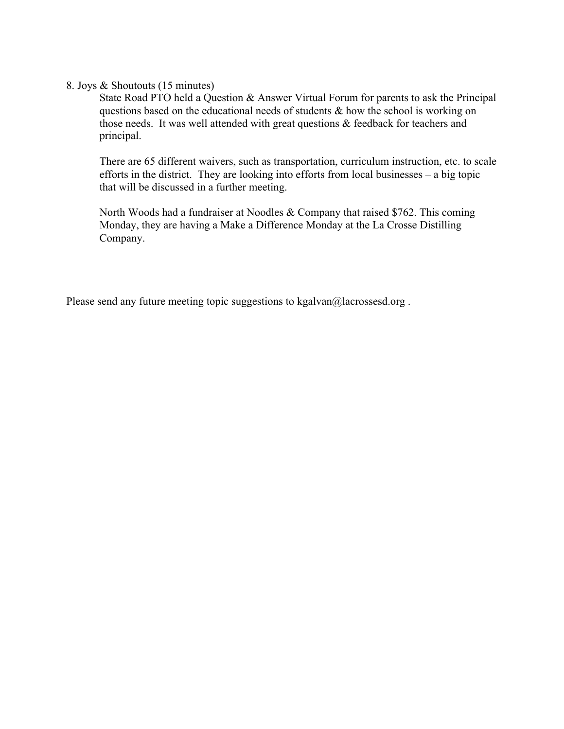8. Joys & Shoutouts (15 minutes)

State Road PTO held a Question & Answer Virtual Forum for parents to ask the Principal questions based on the educational needs of students & how the school is working on those needs. It was well attended with great questions & feedback for teachers and principal.

There are 65 different waivers, such as transportation, curriculum instruction, etc. to scale efforts in the district. They are looking into efforts from local businesses – a big topic that will be discussed in a further meeting.

North Woods had a fundraiser at Noodles & Company that raised $762. This coming Monday, they are having a Make a Difference Monday at the La Crosse Distilling Company.

Please send any future meeting topic suggestions to kgalvan@lacrossesd.org .